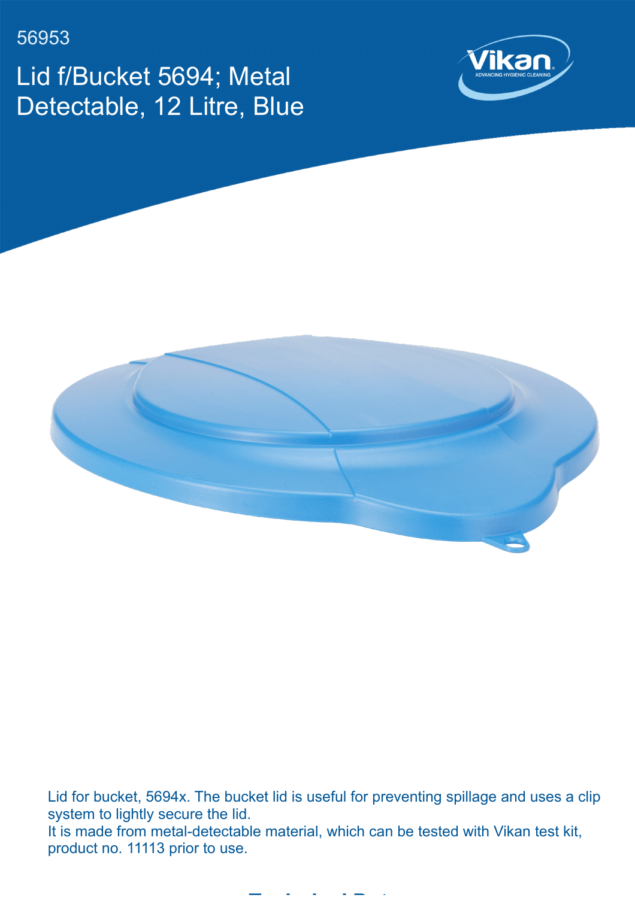56953

# Lid f/Bucket 5694; Metal Detectable, 12 Litre, Blue

Lid for bucket, 5694x. The bucket lid is useful for preventing spillage and uses a clip system to lightly secure the lid.
It is made from metal-detectable material, which can be tested with Vikan test kit, product no. 11113 prior to use.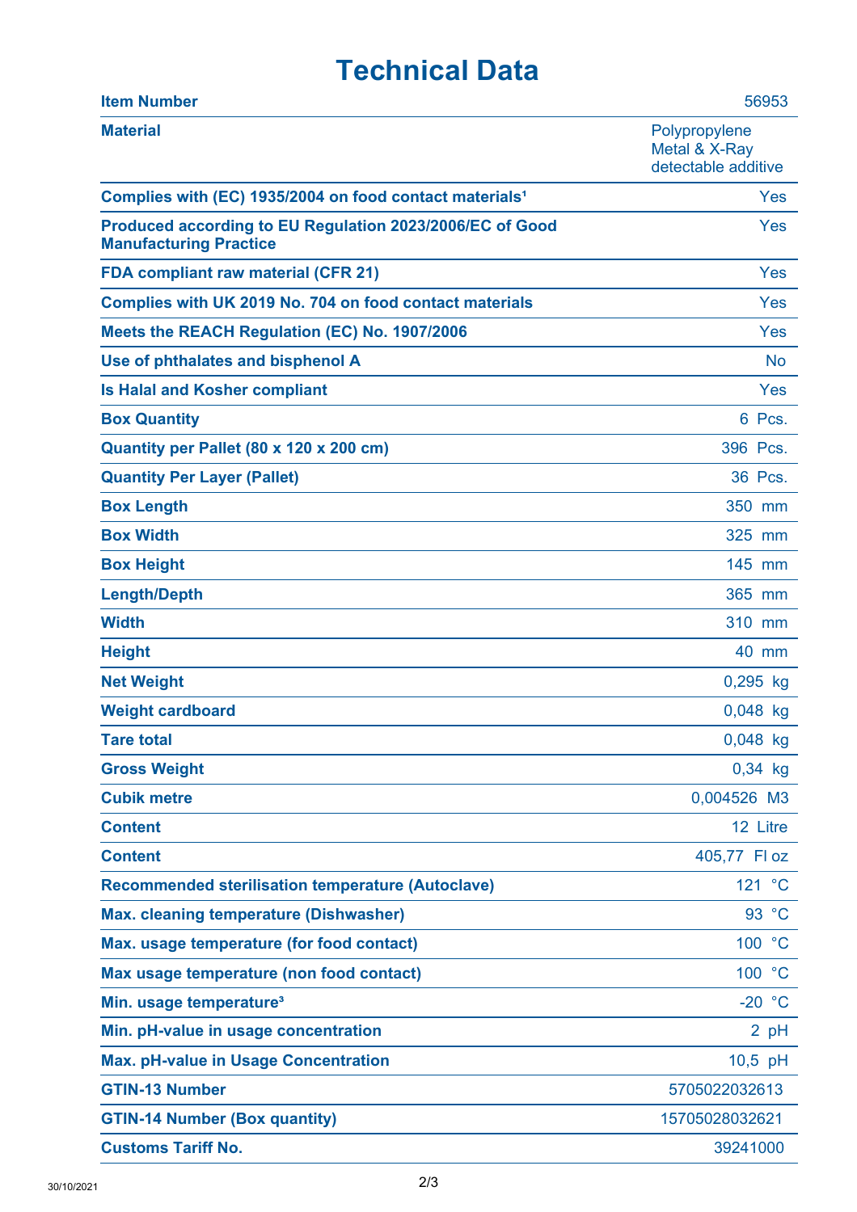# Technical Data

| | |
|---|---|
| **Item Number** | 56953 |
| **Material** | Polypropylene Metal & X-Ray detectable additive |
| **Complies with (EC) 1935/2004 on food contact materials[1]** | Yes |
| **Produced according to EU Regulation 2023/2006/EC of Good Manufacturing Practice** | Yes |
| **FDA compliant raw material (CFR 21)** | Yes |
| **Complies with UK 2019 No. 704 on food contact materials** | Yes |
| **Meets the REACH Regulation (EC) No. 1907/2006** | Yes |
| **Use of phthalates and bisphenol A** | No |
| **Is Halal and Kosher compliant** | Yes |
| **Box Quantity** | 6 Pcs. |
| **Quantity per Pallet (80 x 120 x 200 cm)** | 396 Pcs. |
| **Quantity Per Layer (Pallet)** | 36 Pcs. |
| **Box Length** | 350 mm |
| **Box Width** | 325 mm |
| **Box Height** | 145 mm |
| **Length/Depth** | 365 mm |
| **Width** | 310 mm |
| **Height** | 40 mm |
| **Net Weight** | 0,295 kg |
| **Weight cardboard** | 0,048 kg |
| **Tare total** | 0,048 kg |
| **Gross Weight** | 0,34 kg |
| **Cubik metre** | 0,004526 M3 |
| **Content** | 12 Litre |
| **Content** | 405,77 Fl oz |
| **Recommended sterilisation temperature (Autoclave)** | 121 °C |
| **Max. cleaning temperature (Dishwasher)** | 93 °C |
| **Max. usage temperature (for food contact)** | 100 °C |
| **Max usage temperature (non food contact)** | 100 °C |
| **Min. usage temperature[3]** | -20 °C |
| **Min. pH-value in usage concentration** | 2 pH |
| **Max. pH-value in Usage Concentration** | 10,5 pH |
| **GTIN-13 Number** | 5705022032613 |
| **GTIN-14 Number (Box quantity)** | 15705028032621 |
| **Customs Tariff No.** | 39241000 |

30/10/2021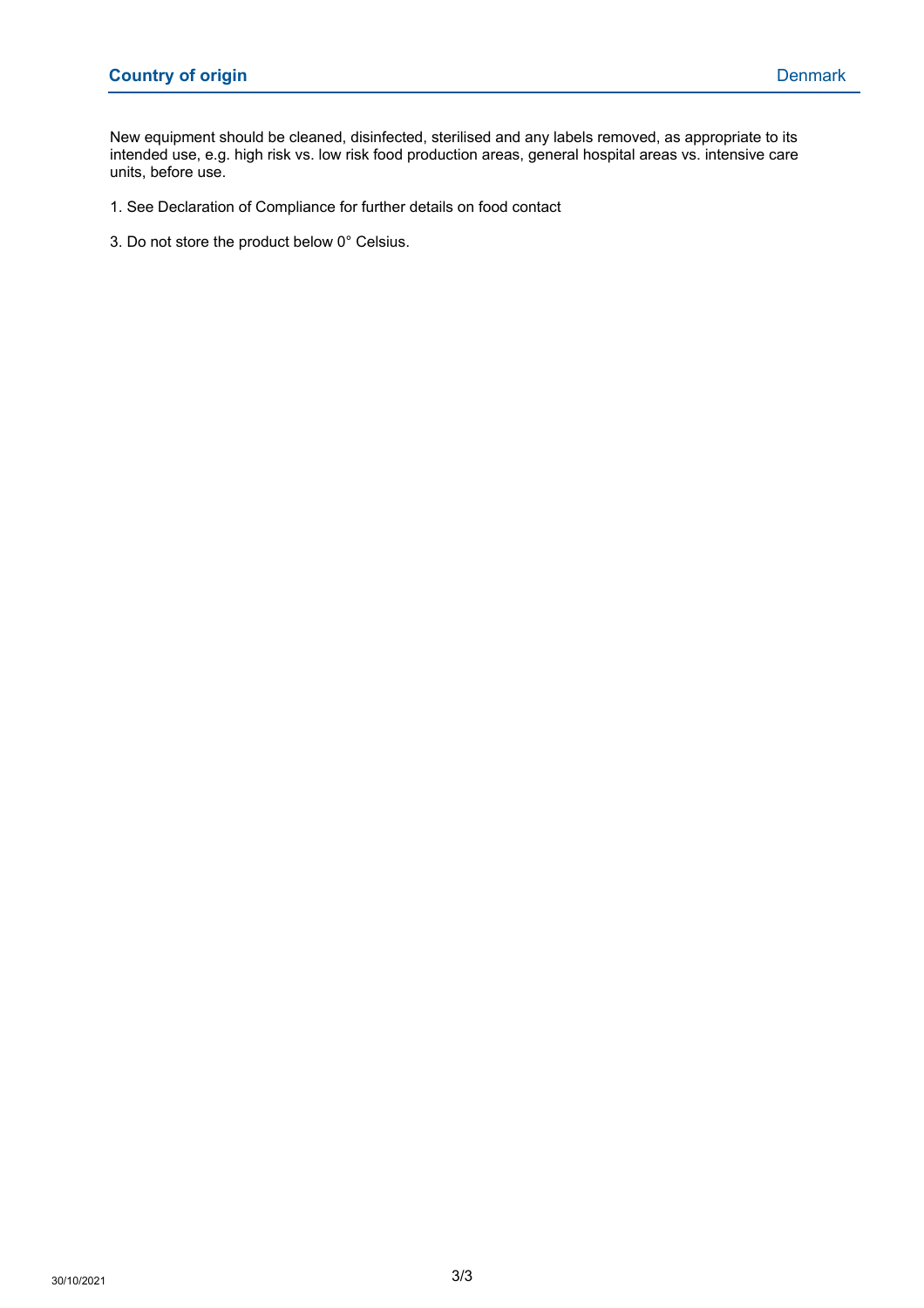| Country of origin | Denmark |
| --- | --- |

New equipment should be cleaned, disinfected, sterilised and any labels removed, as appropriate to its intended use, e.g. high risk vs. low risk food production areas, general hospital areas vs. intensive care units, before use.

1. See Declaration of Compliance for further details on food contact

3. Do not store the product below 0° Celsius.

30/10/2021